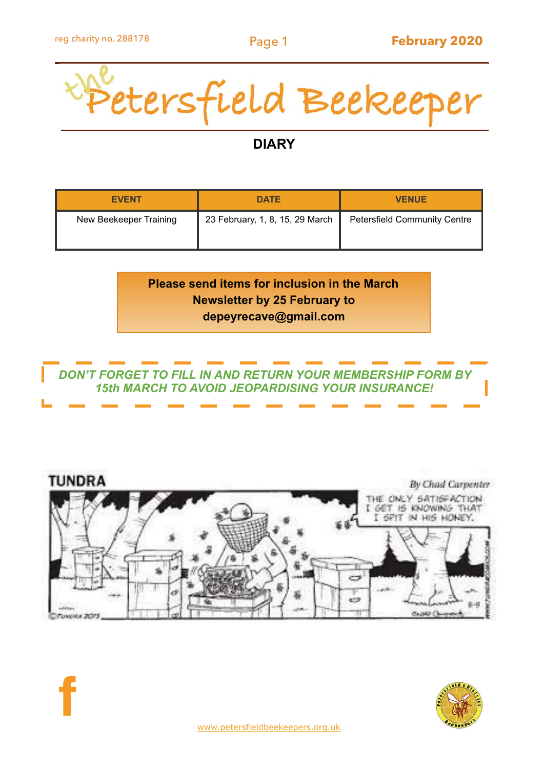reg charity no. 288178

# the Petersfield Beekeeper

## DIARY

| EVENT | DATE | VENUE |
|---|---|---|
| New Beekeeper Training | 23 February, 1, 8, 15, 29 March | Petersfield Community Centre |

**Please send items for inclusion in the March Newsletter by 25 February to depeyrecave@gmail.com**

***DON'T FORGET TO FILL IN AND RETURN YOUR MEMBERSHIP FORM BY 15th MARCH TO AVOID JEOPARDISING YOUR INSURANCE!***

www.petersfieldbeekeepers.org.uk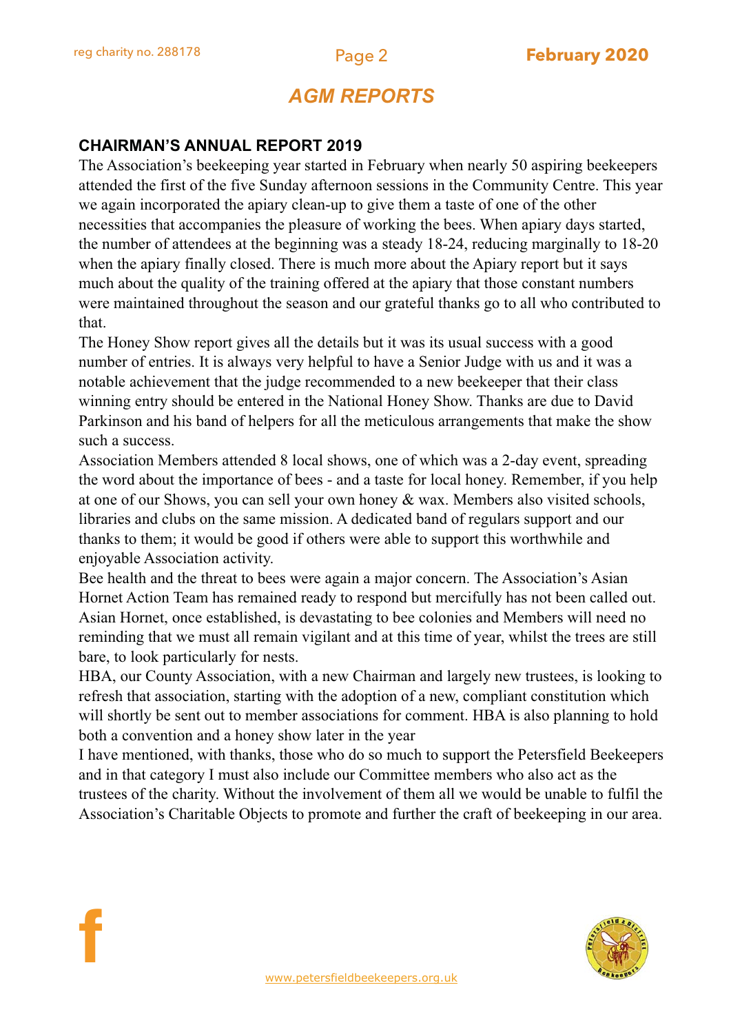## *AGM REPORTS*

### CHAIRMAN'S ANNUAL REPORT 2019

The Association's beekeeping year started in February when nearly 50 aspiring beekeepers attended the first of the five Sunday afternoon sessions in the Community Centre. This year we again incorporated the apiary clean-up to give them a taste of one of the other necessities that accompanies the pleasure of working the bees. When apiary days started, the number of attendees at the beginning was a steady 18-24, reducing marginally to 18-20 when the apiary finally closed. There is much more about the Apiary report but it says much about the quality of the training offered at the apiary that those constant numbers were maintained throughout the season and our grateful thanks go to all who contributed to that.

The Honey Show report gives all the details but it was its usual success with a good number of entries. It is always very helpful to have a Senior Judge with us and it was a notable achievement that the judge recommended to a new beekeeper that their class winning entry should be entered in the National Honey Show. Thanks are due to David Parkinson and his band of helpers for all the meticulous arrangements that make the show such a success.

Association Members attended 8 local shows, one of which was a 2-day event, spreading the word about the importance of bees - and a taste for local honey. Remember, if you help at one of our Shows, you can sell your own honey & wax. Members also visited schools, libraries and clubs on the same mission. A dedicated band of regulars support and our thanks to them; it would be good if others were able to support this worthwhile and enjoyable Association activity.

Bee health and the threat to bees were again a major concern. The Association's Asian Hornet Action Team has remained ready to respond but mercifully has not been called out. Asian Hornet, once established, is devastating to bee colonies and Members will need no reminding that we must all remain vigilant and at this time of year, whilst the trees are still bare, to look particularly for nests.

HBA, our County Association, with a new Chairman and largely new trustees, is looking to refresh that association, starting with the adoption of a new, compliant constitution which will shortly be sent out to member associations for comment. HBA is also planning to hold both a convention and a honey show later in the year

I have mentioned, with thanks, those who do so much to support the Petersfield Beekeepers and in that category I must also include our Committee members who also act as the trustees of the charity. Without the involvement of them all we would be unable to fulfil the Association's Charitable Objects to promote and further the craft of beekeeping in our area.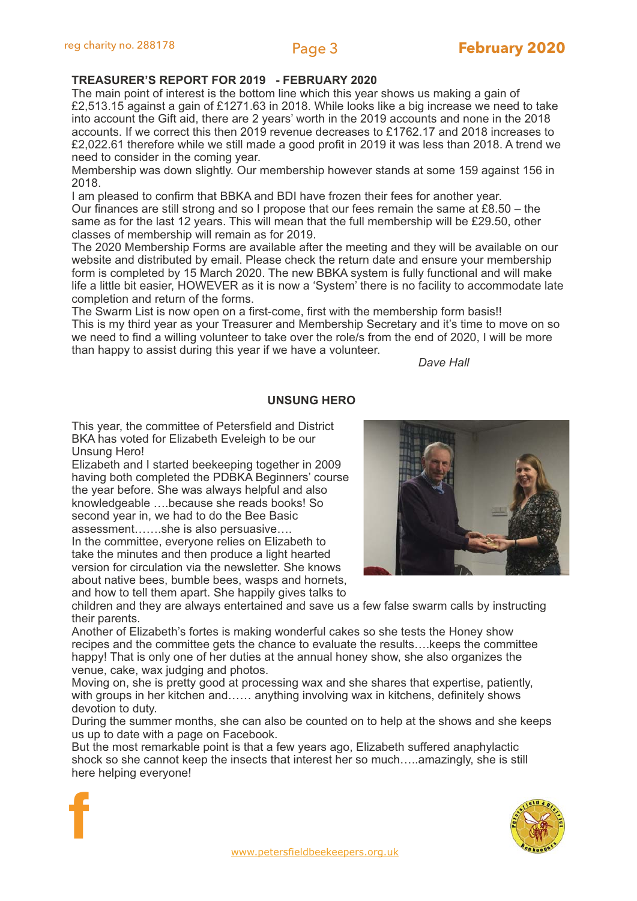## TREASURER'S REPORT FOR 2019 - FEBRUARY 2020

The main point of interest is the bottom line which this year shows us making a gain of £2,513.15 against a gain of £1271.63 in 2018. While looks like a big increase we need to take into account the Gift aid, there are 2 years' worth in the 2019 accounts and none in the 2018 accounts. If we correct this then 2019 revenue decreases to £1762.17 and 2018 increases to £2,022.61 therefore while we still made a good profit in 2019 it was less than 2018. A trend we need to consider in the coming year.

Membership was down slightly. Our membership however stands at some 159 against 156 in 2018.

I am pleased to confirm that BBKA and BDI have frozen their fees for another year.

Our finances are still strong and so I propose that our fees remain the same at £8.50 – the same as for the last 12 years. This will mean that the full membership will be £29.50, other classes of membership will remain as for 2019.

The 2020 Membership Forms are available after the meeting and they will be available on our website and distributed by email. Please check the return date and ensure your membership form is completed by 15 March 2020. The new BBKA system is fully functional and will make life a little bit easier, HOWEVER as it is now a 'System' there is no facility to accommodate late completion and return of the forms.

The Swarm List is now open on a first-come, first with the membership form basis!!

This is my third year as your Treasurer and Membership Secretary and it's time to move on so we need to find a willing volunteer to take over the role/s from the end of 2020, I will be more than happy to assist during this year if we have a volunteer.

*Dave Hall*

## UNSUNG HERO

This year, the committee of Petersfield and District BKA has voted for Elizabeth Eveleigh to be our Unsung Hero!

Elizabeth and I started beekeeping together in 2009 having both completed the PDBKA Beginners' course the year before. She was always helpful and also knowledgeable ….because she reads books! So second year in, we had to do the Bee Basic assessment…….she is also persuasive….

In the committee, everyone relies on Elizabeth to take the minutes and then produce a light hearted version for circulation via the newsletter. She knows about native bees, bumble bees, wasps and hornets, and how to tell them apart. She happily gives talks to children and they are always entertained and save us a few false swarm calls by instructing their parents.

Another of Elizabeth's fortes is making wonderful cakes so she tests the Honey show recipes and the committee gets the chance to evaluate the results….keeps the committee happy! That is only one of her duties at the annual honey show, she also organizes the venue, cake, wax judging and photos.

Moving on, she is pretty good at processing wax and she shares that expertise, patiently, with groups in her kitchen and…… anything involving wax in kitchens, definitely shows devotion to duty.

During the summer months, she can also be counted on to help at the shows and she keeps us up to date with a page on Facebook.

But the most remarkable point is that a few years ago, Elizabeth suffered anaphylactic shock so she cannot keep the insects that interest her so much…..amazingly, she is still here helping everyone!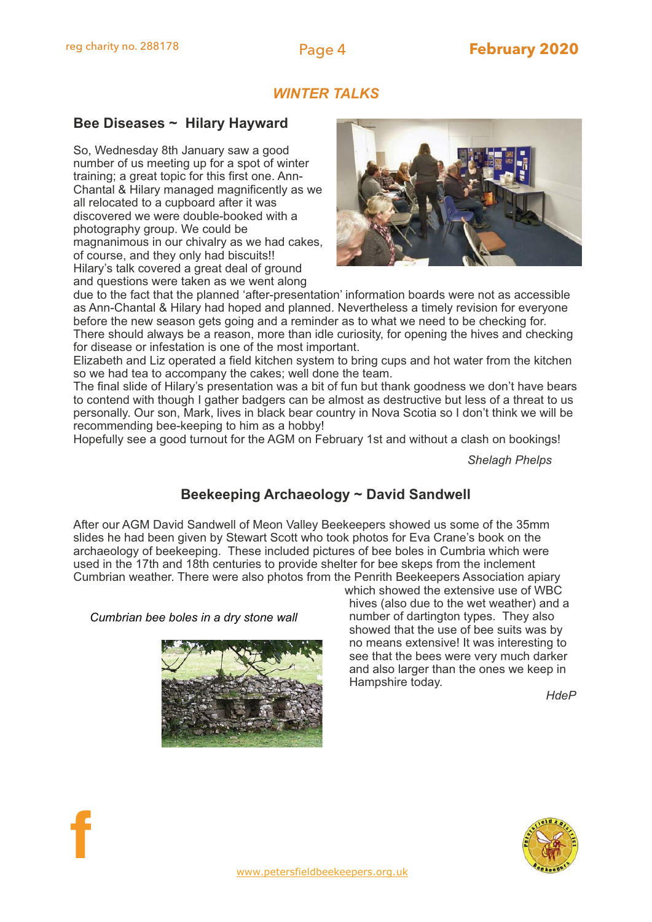## *WINTER TALKS*

### Bee Diseases ~ Hilary Hayward

So, Wednesday 8th January saw a good number of us meeting up for a spot of winter training; a great topic for this first one. Ann-Chantal & Hilary managed magnificently as we all relocated to a cupboard after it was discovered we were double-booked with a photography group. We could be magnanimous in our chivalry as we had cakes, of course, and they only had biscuits!! Hilary's talk covered a great deal of ground and questions were taken as we went along due to the fact that the planned 'after-presentation' information boards were not as accessible as Ann-Chantal & Hilary had hoped and planned. Nevertheless a timely revision for everyone before the new season gets going and a reminder as to what we need to be checking for. There should always be a reason, more than idle curiosity, for opening the hives and checking for disease or infestation is one of the most important.

Elizabeth and Liz operated a field kitchen system to bring cups and hot water from the kitchen so we had tea to accompany the cakes; well done the team.

The final slide of Hilary's presentation was a bit of fun but thank goodness we don't have bears to contend with though I gather badgers can be almost as destructive but less of a threat to us personally. Our son, Mark, lives in black bear country in Nova Scotia so I don't think we will be recommending bee-keeping to him as a hobby!

Hopefully see a good turnout for the AGM on February 1st and without a clash on bookings!

*Shelagh Phelps*

### Beekeeping Archaeology ~ David Sandwell

After our AGM David Sandwell of Meon Valley Beekeepers showed us some of the 35mm slides he had been given by Stewart Scott who took photos for Eva Crane's book on the archaeology of beekeeping. These included pictures of bee boles in Cumbria which were used in the 17th and 18th centuries to provide shelter for bee skeps from the inclement Cumbrian weather. There were also photos from the Penrith Beekeepers Association apiary which showed the extensive use of WBC hives (also due to the wet weather) and a number of dartington types. They also showed that the use of bee suits was by no means extensive! It was interesting to see that the bees were very much darker and also larger than the ones we keep in Hampshire today.

*Cumbrian bee boles in a dry stone wall*

*HdeP*

www.petersfieldbeekeepers.org.uk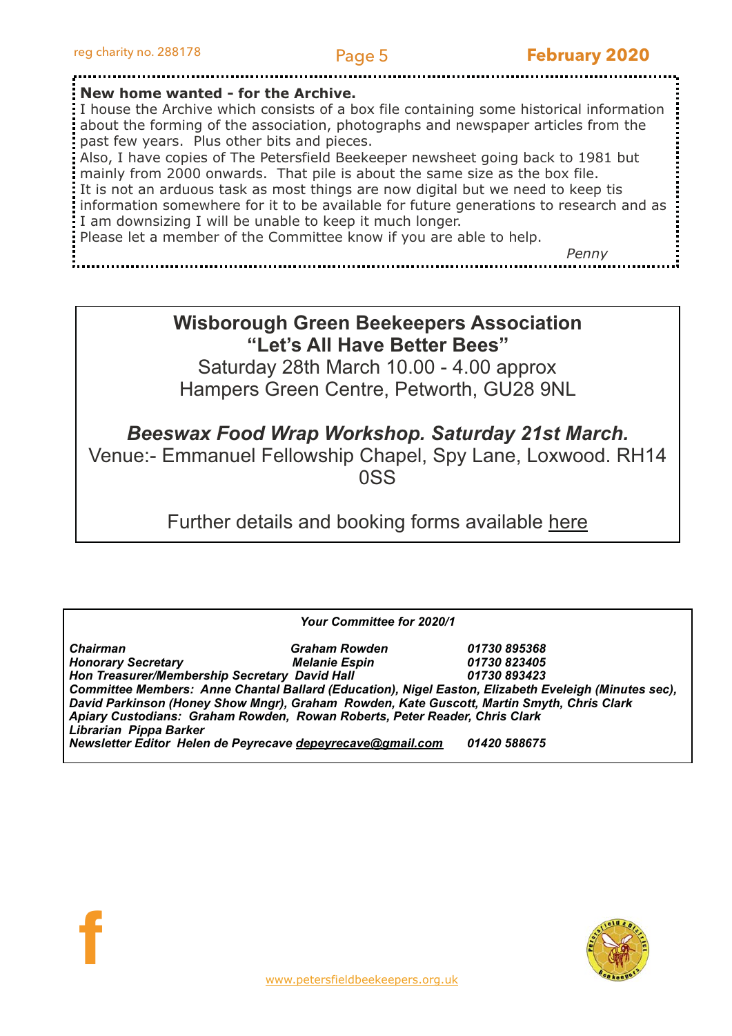**New home wanted - for the Archive.**

I house the Archive which consists of a box file containing some historical information about the forming of the association, photographs and newspaper articles from the past few years. Plus other bits and pieces.

Also, I have copies of The Petersfield Beekeeper newsheet going back to 1981 but mainly from 2000 onwards. That pile is about the same size as the box file.

It is not an arduous task as most things are now digital but we need to keep tis information somewhere for it to be available for future generations to research and as I am downsizing I will be unable to keep it much longer.

Please let a member of the Committee know if you are able to help.

*Penny*

## Wisborough Green Beekeepers Association
## "Let's All Have Better Bees"

Saturday 28th March 10.00 - 4.00 approx
Hampers Green Centre, Petworth, GU28 9NL

***Beeswax Food Wrap Workshop. Saturday 21st March.***

Venue:- Emmanuel Fellowship Chapel, Spy Lane, Loxwood. RH14 0SS

Further details and booking forms available here

***Your Committee for 2020/1***

***Chairman*** — ***Graham Rowden*** — ***01730 895368***
***Honorary Secretary*** — ***Melanie Espin*** — ***01730 823405***
***Hon Treasurer/Membership Secretary*** — ***David Hall*** — ***01730 893423***
***Committee Members: Anne Chantal Ballard (Education), Nigel Easton, Elizabeth Eveleigh (Minutes sec), David Parkinson (Honey Show Mngr), Graham Rowden, Kate Guscott, Martin Smyth, Chris Clark***
***Apiary Custodians: Graham Rowden, Rowan Roberts, Peter Reader, Chris Clark***
***Librarian Pippa Barker***
***Newsletter Editor Helen de Peyrecave depeyrecave@gmail.com*** — ***01420 588675***

www.petersfieldbeekeepers.org.uk